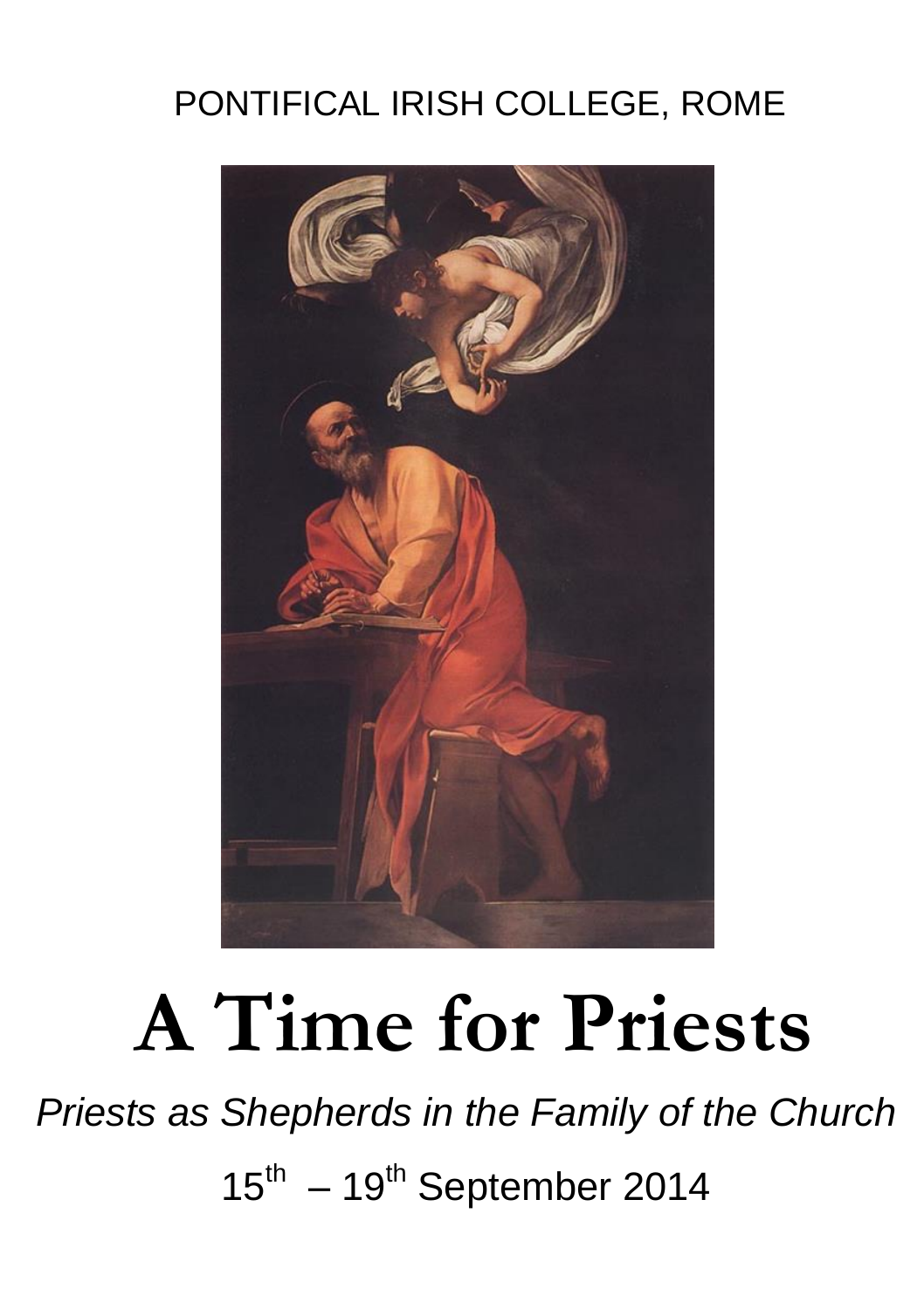PONTIFICAL IRISH COLLEGE, ROME

# A Time for Priests

*Priests as Shepherds in the Family of the Church*

15th – 19th September 2014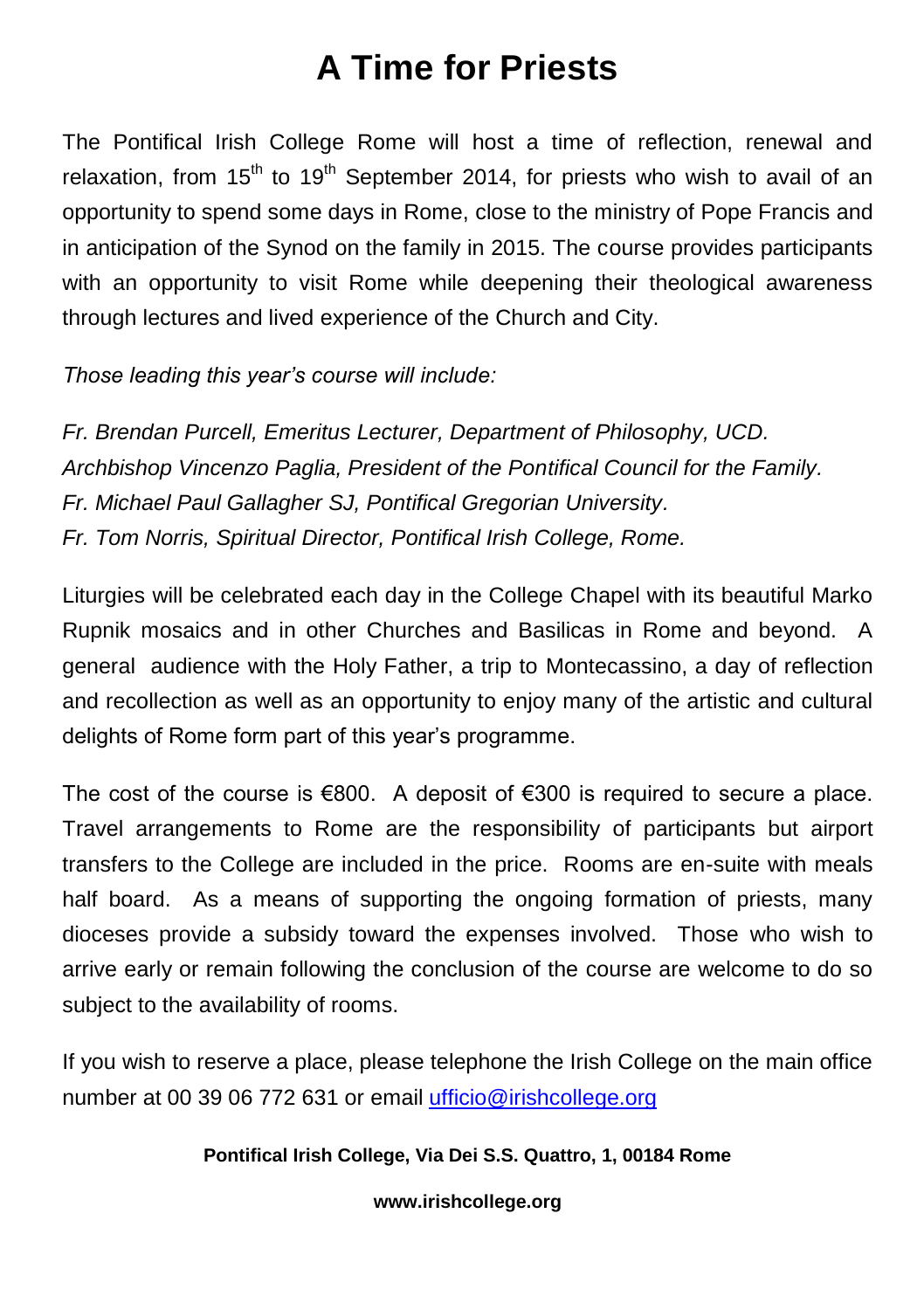# A Time for Priests

The Pontifical Irish College Rome will host a time of reflection, renewal and relaxation, from 15th to 19th September 2014, for priests who wish to avail of an opportunity to spend some days in Rome, close to the ministry of Pope Francis and in anticipation of the Synod on the family in 2015. The course provides participants with an opportunity to visit Rome while deepening their theological awareness through lectures and lived experience of the Church and City.

*Those leading this year's course will include:*

*Fr. Brendan Purcell, Emeritus Lecturer, Department of Philosophy, UCD.*
*Archbishop Vincenzo Paglia, President of the Pontifical Council for the Family.*
*Fr. Michael Paul Gallagher SJ, Pontifical Gregorian University.*
*Fr. Tom Norris, Spiritual Director, Pontifical Irish College, Rome.*

Liturgies will be celebrated each day in the College Chapel with its beautiful Marko Rupnik mosaics and in other Churches and Basilicas in Rome and beyond. A general audience with the Holy Father, a trip to Montecassino, a day of reflection and recollection as well as an opportunity to enjoy many of the artistic and cultural delights of Rome form part of this year's programme.

The cost of the course is €800. A deposit of €300 is required to secure a place. Travel arrangements to Rome are the responsibility of participants but airport transfers to the College are included in the price. Rooms are en-suite with meals half board. As a means of supporting the ongoing formation of priests, many dioceses provide a subsidy toward the expenses involved. Those who wish to arrive early or remain following the conclusion of the course are welcome to do so subject to the availability of rooms.

If you wish to reserve a place, please telephone the Irish College on the main office number at 00 39 06 772 631 or email ufficio@irishcollege.org

**Pontifical Irish College, Via Dei S.S. Quattro, 1, 00184 Rome**

**www.irishcollege.org**